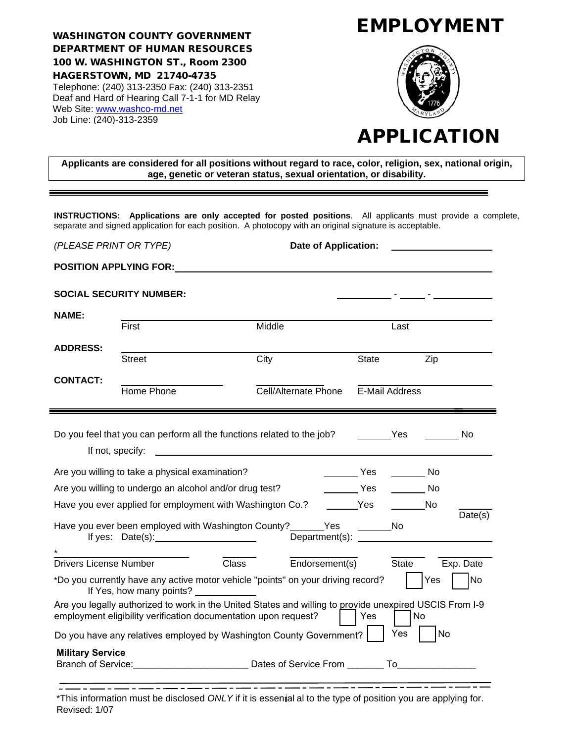**WASHINGTON COUNTY GOVERNMENT**
**DEPARTMENT OF HUMAN RESOURCES**
**100 W. WASHINGTON ST., Room 2300**
**HAGERSTOWN, MD 21740-4735**
Telephone: (240) 313-2350 Fax: (240) 313-2351
Deaf and Hard of Hearing Call 7-1-1 for MD Relay
Web Site: www.washco-md.net
Job Line: (240)-313-2359

# EMPLOYMENT APPLICATION

**Applicants are considered for all positions without regard to race, color, religion, sex, national origin, age, genetic or veteran status, sexual orientation, or disability.**

---

**INSTRUCTIONS: Applications are only accepted for posted positions**. All applicants must provide a complete, separate and signed application for each position. A photocopy with an original signature is acceptable.

*(PLEASE PRINT OR TYPE)* **Date of Application:** ____________________

**POSITION APPLYING FOR:** ____________________________________________

**SOCIAL SECURITY NUMBER:** __________ - _____ - __________

**NAME:** ______________________________________________
First Middle Last

**ADDRESS:** ______________________________________________
Street City State Zip

**CONTACT:** ______________ ______________ ______________
Home Phone Cell/Alternate Phone E-Mail Address

---

Do you feel that you can perform all the functions related to the job? ______Yes ______ No
If not, specify: ____________________________________________

Are you willing to take a physical examination? ______ Yes ______ No

Are you willing to undergo an alcohol and/or drug test? ______ Yes ______ No

Have you ever applied for employment with Washington Co.? ______Yes ______No ______ Date(s)

Have you ever been employed with Washington County?______Yes ______No
If yes: Date(s):________________ Department(s): ________________

\* ______________ ______ ______________ ______ ______
Drivers License Number Class Endorsement(s) State Exp. Date

\*Do you currently have any active motor vehicle "points" on your driving record? ☐ Yes ☐ No
If Yes, how many points? __________

Are you legally authorized to work in the United States and willing to provide unexpired USCIS From I-9 employment eligibility verification documentation upon request? ☐ Yes ☐ No

Do you have any relatives employed by Washington County Government? ☐ Yes ☐ No

**Military Service**
Branch of Service:_____________________ Dates of Service From _______ To_______________

---

\*This information must be disclosed *ONLY* if it is essenial al to the type of position you are applying for.
Revised: 1/07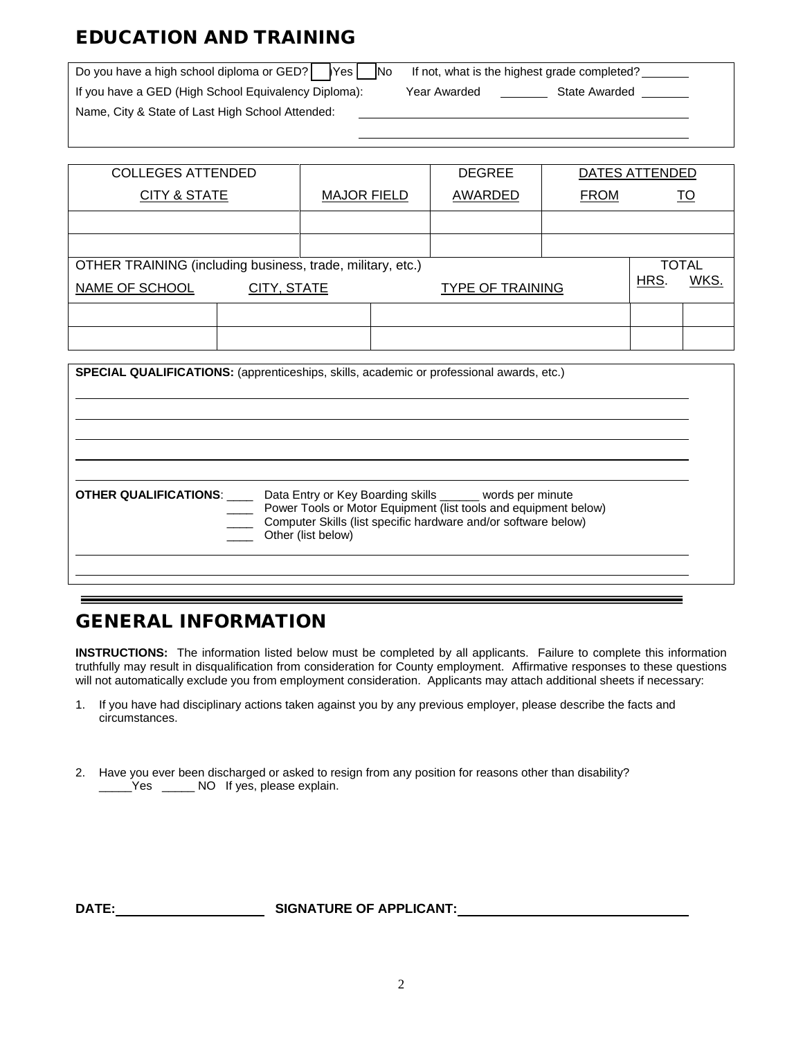## EDUCATION AND TRAINING

Do you have a high school diploma or GED? ☐ Yes ☐ No  If not, what is the highest grade completed? _______

If you have a GED (High School Equivalency Diploma):  Year Awarded _______  State Awarded _______

Name, City & State of Last High School Attended: ______________________________________________

______________________________________________

| COLLEGES ATTENDED<br>CITY & STATE | MAJOR FIELD | DEGREE<br>AWARDED | DATES ATTENDED<br>FROM TO |
|---|---|---|---|
| | | | |
| | | | |

| OTHER TRAINING (including business, trade, military, etc.)<br>NAME OF SCHOOL | CITY, STATE | TYPE OF TRAINING | TOTAL<br>HRS. | <br>WKS. |
|---|---|---|---|---|
| | | | | |
| | | | | |

**SPECIAL QUALIFICATIONS:** (apprenticeships, skills, academic or professional awards, etc.)

______________________________________________

______________________________________________

______________________________________________

______________________________________________

______________________________________________

**OTHER QUALIFICATIONS**: ____ Data Entry or Key Boarding skills ______ words per minute
____ Power Tools or Motor Equipment (list tools and equipment below)
____ Computer Skills (list specific hardware and/or software below)
____ Other (list below)

______________________________________________

______________________________________________

## GENERAL INFORMATION

**INSTRUCTIONS:** The information listed below must be completed by all applicants. Failure to complete this information truthfully may result in disqualification from consideration for County employment. Affirmative responses to these questions will not automatically exclude you from employment consideration. Applicants may attach additional sheets if necessary:

1. If you have had disciplinary actions taken against you by any previous employer, please describe the facts and circumstances.

2. Have you ever been discharged or asked to resign from any position for reasons other than disability?
_____Yes _____ NO If yes, please explain.

**DATE:** ____________________ **SIGNATURE OF APPLICANT:** ______________________________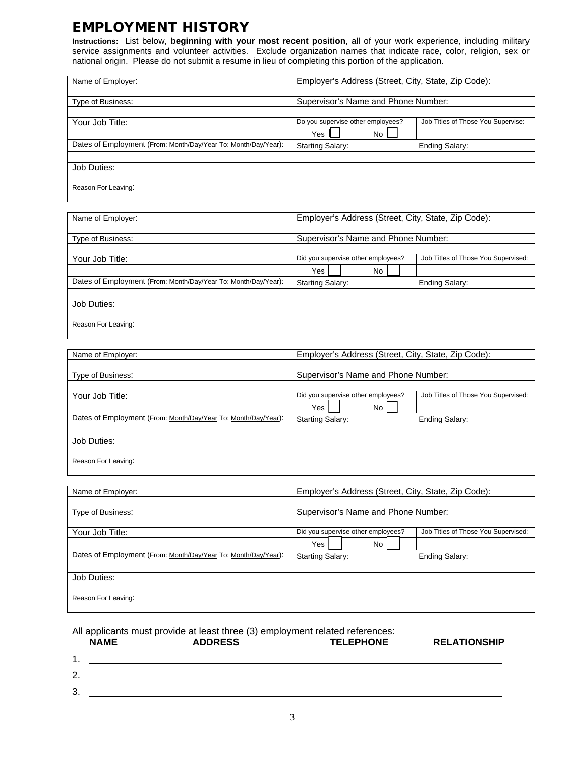# EMPLOYMENT HISTORY

**Instructions:** List below, **beginning with your most recent position**, all of your work experience, including military service assignments and volunteer activities. Exclude organization names that indicate race, color, religion, sex or national origin. Please do not submit a resume in lieu of completing this portion of the application.

| Name of Employer: | Employer's Address (Street, City, State, Zip Code): | |
|---|---|---|
| | | |
| Type of Business: | Supervisor's Name and Phone Number: | |
| | | |
| Your Job Title: | Do you supervise other employees? | Job Titles of Those You Supervise: |
| | Yes ☐ No ☐ | |
| Dates of Employment (From: Month/Day/Year To: Month/Day/Year): | Starting Salary: | Ending Salary: |
| | | |
| Job Duties: | | |
| Reason For Leaving: | | |

| Name of Employer: | Employer's Address (Street, City, State, Zip Code): | |
|---|---|---|
| | | |
| Type of Business: | Supervisor's Name and Phone Number: | |
| | | |
| Your Job Title: | Did you supervise other employees? | Job Titles of Those You Supervised: |
| | Yes ☐ No ☐ | |
| Dates of Employment (From: Month/Day/Year To: Month/Day/Year): | Starting Salary: | Ending Salary: |
| | | |
| Job Duties: | | |
| Reason For Leaving: | | |

| Name of Employer: | Employer's Address (Street, City, State, Zip Code): | |
|---|---|---|
| | | |
| Type of Business: | Supervisor's Name and Phone Number: | |
| | | |
| Your Job Title: | Did you supervise other employees? | Job Titles of Those You Supervised: |
| | Yes ☐ No ☐ | |
| Dates of Employment (From: Month/Day/Year To: Month/Day/Year): | Starting Salary: | Ending Salary: |
| | | |
| Job Duties: | | |
| Reason For Leaving: | | |

| Name of Employer: | Employer's Address (Street, City, State, Zip Code): | |
|---|---|---|
| | | |
| Type of Business: | Supervisor's Name and Phone Number: | |
| | | |
| Your Job Title: | Did you supervise other employees? | Job Titles of Those You Supervised: |
| | Yes ☐ No ☐ | |
| Dates of Employment (From: Month/Day/Year To: Month/Day/Year): | Starting Salary: | Ending Salary: |
| | | |
| Job Duties: | | |
| Reason For Leaving: | | |

All applicants must provide at least three (3) employment related references:

| | NAME | ADDRESS | TELEPHONE | RELATIONSHIP |
|---|---|---|---|---|
| 1. | | | | |
| 2. | | | | |
| 3. | | | | |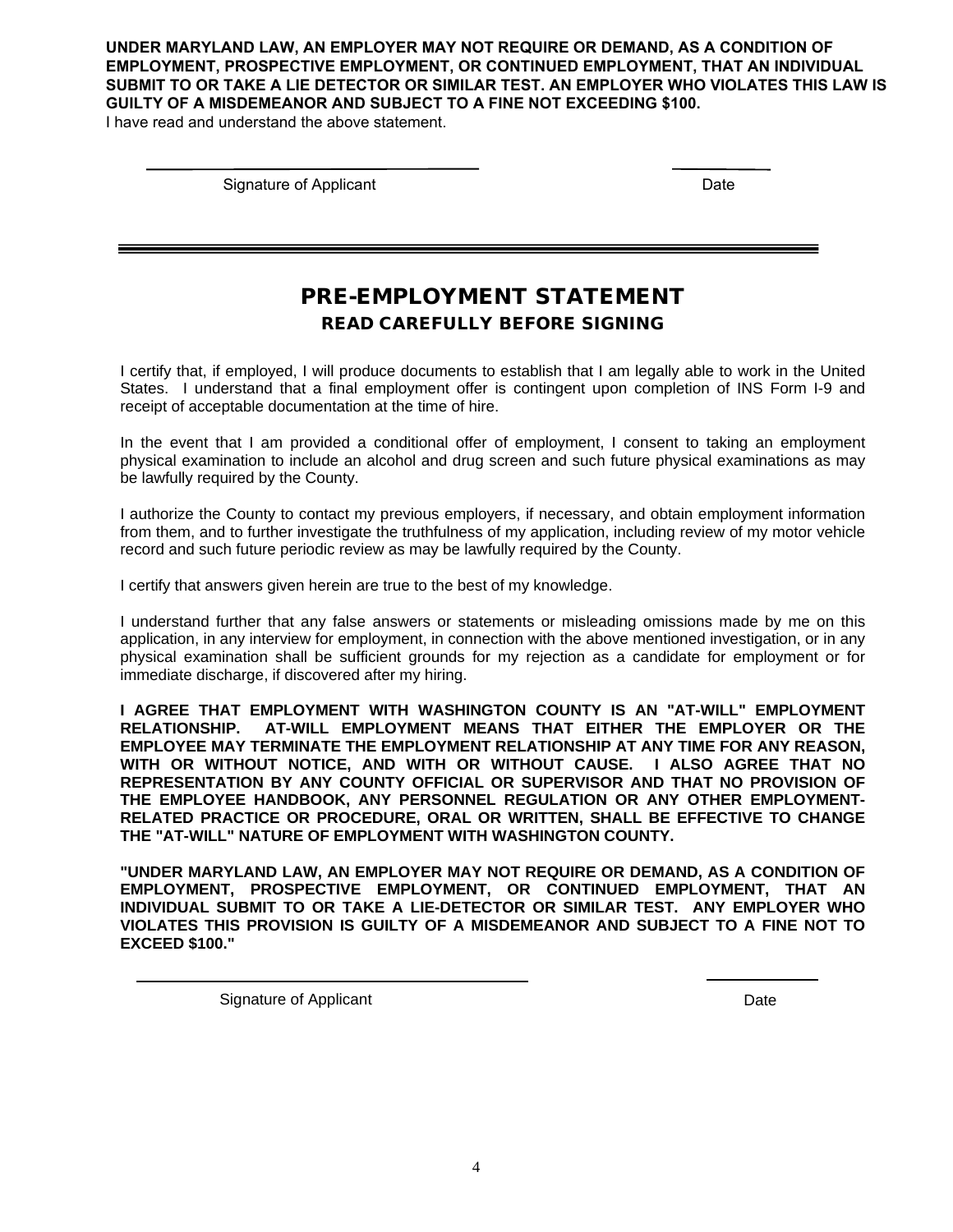**UNDER MARYLAND LAW, AN EMPLOYER MAY NOT REQUIRE OR DEMAND, AS A CONDITION OF EMPLOYMENT, PROSPECTIVE EMPLOYMENT, OR CONTINUED EMPLOYMENT, THAT AN INDIVIDUAL SUBMIT TO OR TAKE A LIE DETECTOR OR SIMILAR TEST. AN EMPLOYER WHO VIOLATES THIS LAW IS GUILTY OF A MISDEMEANOR AND SUBJECT TO A FINE NOT EXCEEDING $100.**

I have read and understand the above statement.

\_\_\_\_\_\_\_\_\_\_\_\_\_\_\_\_\_\_\_\_\_\_\_\_\_\_\_\_\_\_\_\_ \_\_\_\_\_\_\_\_\_\_

Signature of Applicant Date

---

## PRE-EMPLOYMENT STATEMENT

### READ CAREFULLY BEFORE SIGNING

I certify that, if employed, I will produce documents to establish that I am legally able to work in the United States. I understand that a final employment offer is contingent upon completion of INS Form I-9 and receipt of acceptable documentation at the time of hire.

In the event that I am provided a conditional offer of employment, I consent to taking an employment physical examination to include an alcohol and drug screen and such future physical examinations as may be lawfully required by the County.

I authorize the County to contact my previous employers, if necessary, and obtain employment information from them, and to further investigate the truthfulness of my application, including review of my motor vehicle record and such future periodic review as may be lawfully required by the County.

I certify that answers given herein are true to the best of my knowledge.

I understand further that any false answers or statements or misleading omissions made by me on this application, in any interview for employment, in connection with the above mentioned investigation, or in any physical examination shall be sufficient grounds for my rejection as a candidate for employment or for immediate discharge, if discovered after my hiring.

**I AGREE THAT EMPLOYMENT WITH WASHINGTON COUNTY IS AN "AT-WILL" EMPLOYMENT RELATIONSHIP. AT-WILL EMPLOYMENT MEANS THAT EITHER THE EMPLOYER OR THE EMPLOYEE MAY TERMINATE THE EMPLOYMENT RELATIONSHIP AT ANY TIME FOR ANY REASON, WITH OR WITHOUT NOTICE, AND WITH OR WITHOUT CAUSE. I ALSO AGREE THAT NO REPRESENTATION BY ANY COUNTY OFFICIAL OR SUPERVISOR AND THAT NO PROVISION OF THE EMPLOYEE HANDBOOK, ANY PERSONNEL REGULATION OR ANY OTHER EMPLOYMENT-RELATED PRACTICE OR PROCEDURE, ORAL OR WRITTEN, SHALL BE EFFECTIVE TO CHANGE THE "AT-WILL" NATURE OF EMPLOYMENT WITH WASHINGTON COUNTY.**

**"UNDER MARYLAND LAW, AN EMPLOYER MAY NOT REQUIRE OR DEMAND, AS A CONDITION OF EMPLOYMENT, PROSPECTIVE EMPLOYMENT, OR CONTINUED EMPLOYMENT, THAT AN INDIVIDUAL SUBMIT TO OR TAKE A LIE-DETECTOR OR SIMILAR TEST. ANY EMPLOYER WHO VIOLATES THIS PROVISION IS GUILTY OF A MISDEMEANOR AND SUBJECT TO A FINE NOT TO EXCEED $100."**

\_\_\_\_\_\_\_\_\_\_\_\_\_\_\_\_\_\_\_\_\_\_\_\_\_\_\_\_\_\_\_\_ \_\_\_\_\_\_\_\_\_\_

Signature of Applicant Date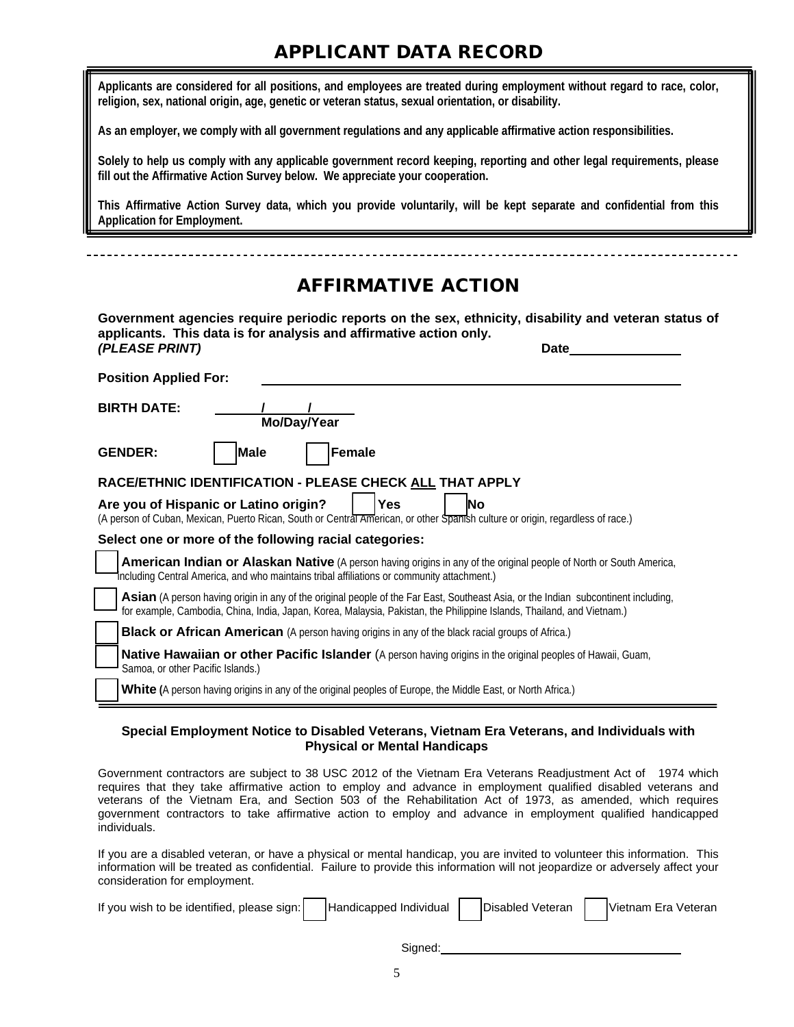# APPLICANT DATA RECORD

**Applicants are considered for all positions, and employees are treated during employment without regard to race, color, religion, sex, national origin, age, genetic or veteran status, sexual orientation, or disability.**

**As an employer, we comply with all government regulations and any applicable affirmative action responsibilities.**

**Solely to help us comply with any applicable government record keeping, reporting and other legal requirements, please fill out the Affirmative Action Survey below. We appreciate your cooperation.**

**This Affirmative Action Survey data, which you provide voluntarily, will be kept separate and confidential from this Application for Employment.**

---

# AFFIRMATIVE ACTION

**Government agencies require periodic reports on the sex, ethnicity, disability and veteran status of applicants. This data is for analysis and affirmative action only.**

***(PLEASE PRINT)*** **Date**________________

**Position Applied For:** ______________________________________________

**BIRTH DATE:** ______/______/______ **Mo/Day/Year**

**GENDER:** ☐ **Male** ☐ **Female**

**RACE/ETHNIC IDENTIFICATION - PLEASE CHECK ALL THAT APPLY**

**Are you of Hispanic or Latino origin?** ☐ **Yes** ☐ **No**

(A person of Cuban, Mexican, Puerto Rican, South or Central American, or other Spanish culture or origin, regardless of race.)

**Select one or more of the following racial categories:**

☐ **American Indian or Alaskan Native** (A person having origins in any of the original people of North or South America, including Central America, and who maintains tribal affiliations or community attachment.)

☐ **Asian** (A person having origin in any of the original people of the Far East, Southeast Asia, or the Indian subcontinent including, for example, Cambodia, China, India, Japan, Korea, Malaysia, Pakistan, the Philippine Islands, Thailand, and Vietnam.)

☐ **Black or African American** (A person having origins in any of the black racial groups of Africa.)

☐ **Native Hawaiian or other Pacific Islander** (A person having origins in the original peoples of Hawaii, Guam, Samoa, or other Pacific Islands.)

☐ **White** (A person having origins in any of the original peoples of Europe, the Middle East, or North Africa.)

---

**Special Employment Notice to Disabled Veterans, Vietnam Era Veterans, and Individuals with Physical or Mental Handicaps**

Government contractors are subject to 38 USC 2012 of the Vietnam Era Veterans Readjustment Act of 1974 which requires that they take affirmative action to employ and advance in employment qualified disabled veterans and veterans of the Vietnam Era, and Section 503 of the Rehabilitation Act of 1973, as amended, which requires government contractors to take affirmative action to employ and advance in employment qualified handicapped individuals.

If you are a disabled veteran, or have a physical or mental handicap, you are invited to volunteer this information. This information will be treated as confidential. Failure to provide this information will not jeopardize or adversely affect your consideration for employment.

If you wish to be identified, please sign: ☐ Handicapped Individual ☐ Disabled Veteran ☐ Vietnam Era Veteran

Signed:_________________________________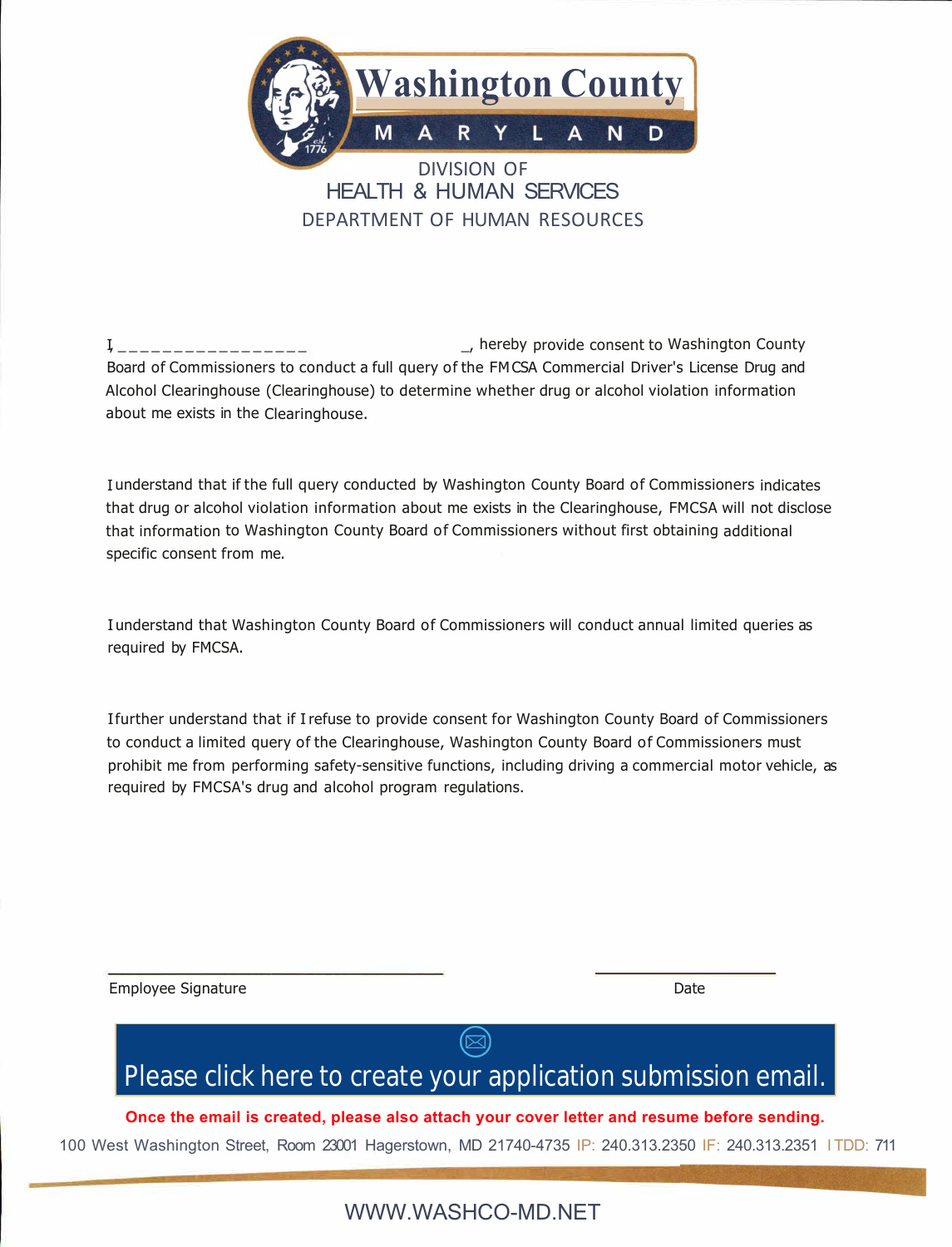# Washington County

MARYLAND

DIVISION OF
HEALTH & HUMAN SERVICES
DEPARTMENT OF HUMAN RESOURCES

I, ___________________________________, hereby provide consent to Washington County Board of Commissioners to conduct a full query of the FMCSA Commercial Driver's License Drug and Alcohol Clearinghouse (Clearinghouse) to determine whether drug or alcohol violation information about me exists in the Clearinghouse.

I understand that if the full query conducted by Washington County Board of Commissioners indicates that drug or alcohol violation information about me exists in the Clearinghouse, FMCSA will not disclose that information to Washington County Board of Commissioners without first obtaining additional specific consent from me.

I understand that Washington County Board of Commissioners will conduct annual limited queries as required by FMCSA.

I further understand that if I refuse to provide consent for Washington County Board of Commissioners to conduct a limited query of the Clearinghouse, Washington County Board of Commissioners must prohibit me from performing safety-sensitive functions, including driving a commercial motor vehicle, as required by FMCSA's drug and alcohol program regulations.

_______________________________ _______________

Employee Signature Date

Please click here to create your application submission email.

**Once the email is created, please also attach your cover letter and resume before sending.**

100 West Washington Street, Room 23001 Hagerstown, MD 21740-4735 | P: 240.313.2350 | F: 240.313.2351 | TDD: 711

WWW.WASHCO-MD.NET